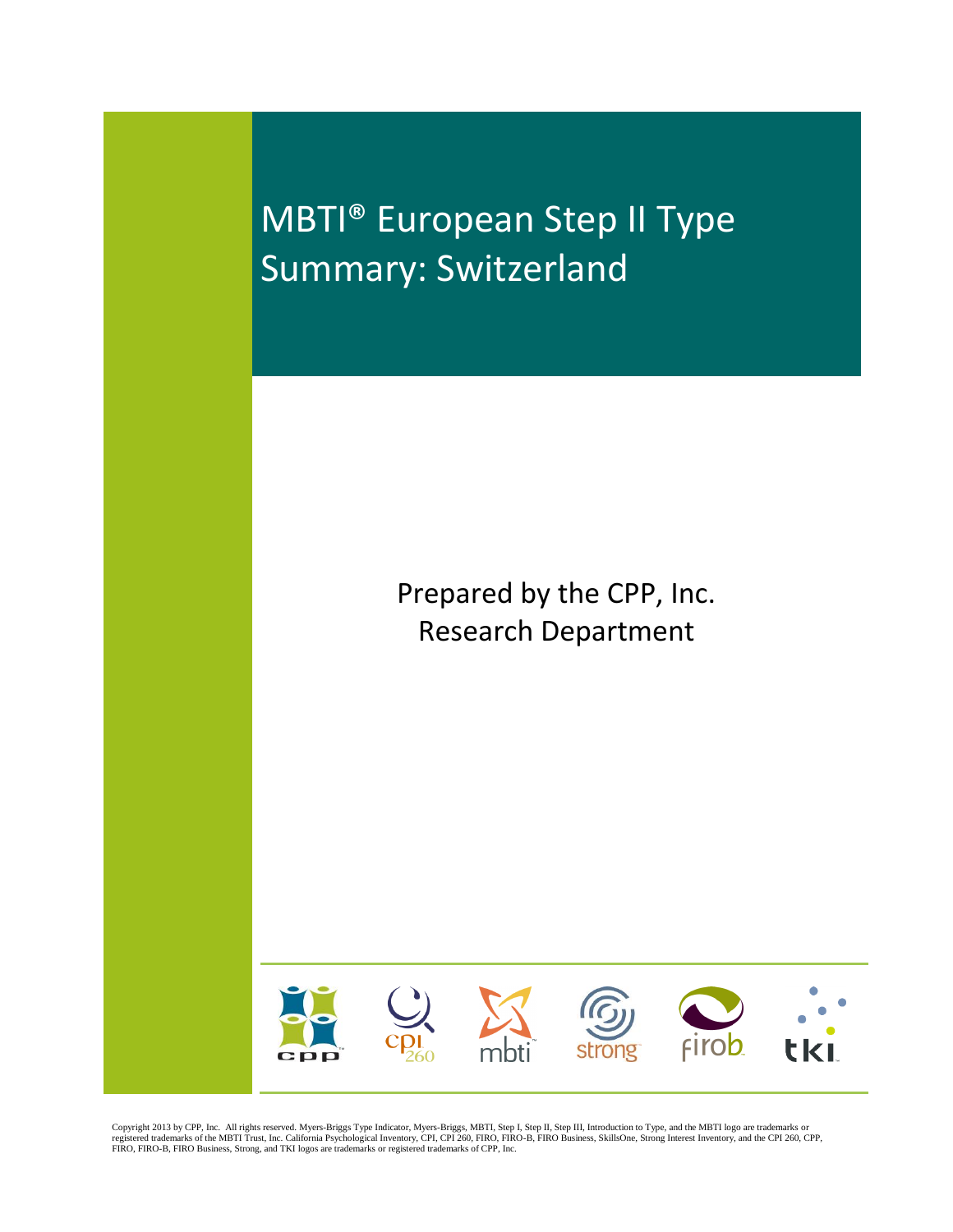# MBTI® European Step II Type Summary: Switzerland

Prepared by the CPP, Inc. Research Department

Copyright 2013 by CPP, Inc. All rights reserved. Myers-Briggs Type Indicator, Myers-Briggs, MBTI, Step I, Step II, Step III, Introduction to Type, and the MBTI logo are trademarks or registered trademarks of the MBTI Trust, Inc. California Psychological Inventory, CPI, CPI 260, FIRO, FIRO-B, FIRO Business, SkillsOne, Strong Interest Inventory, and the CPI 260, CPP, FIRO, FIRO-B, FIRO Business, Strong, and TKI logos are trademarks or registered trademarks of CPP, Inc.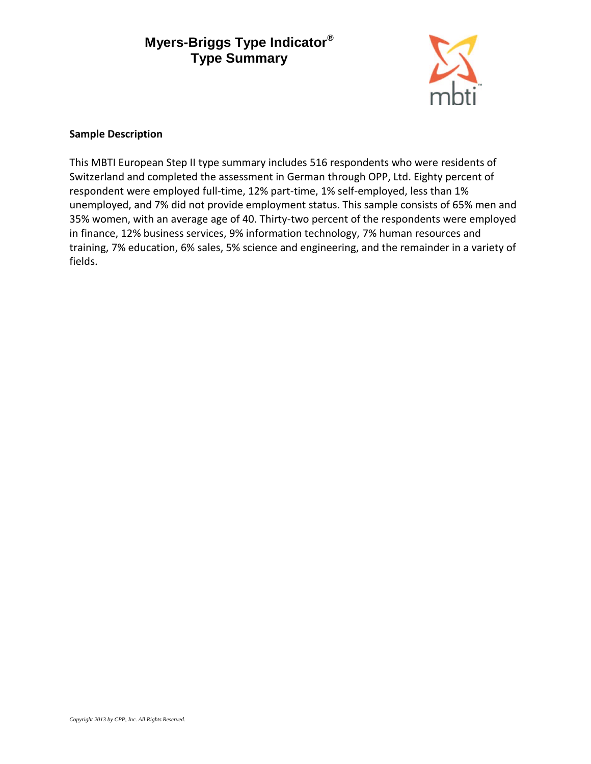# Myers-Briggs Type Indicator®
# Type Summary

**Sample Description**

This MBTI European Step II type summary includes 516 respondents who were residents of Switzerland and completed the assessment in German through OPP, Ltd. Eighty percent of respondent were employed full-time, 12% part-time, 1% self-employed, less than 1% unemployed, and 7% did not provide employment status. This sample consists of 65% men and 35% women, with an average age of 40. Thirty-two percent of the respondents were employed in finance, 12% business services, 9% information technology, 7% human resources and training, 7% education, 6% sales, 5% science and engineering, and the remainder in a variety of fields.

*Copyright 2013 by CPP, Inc. All Rights Reserved.*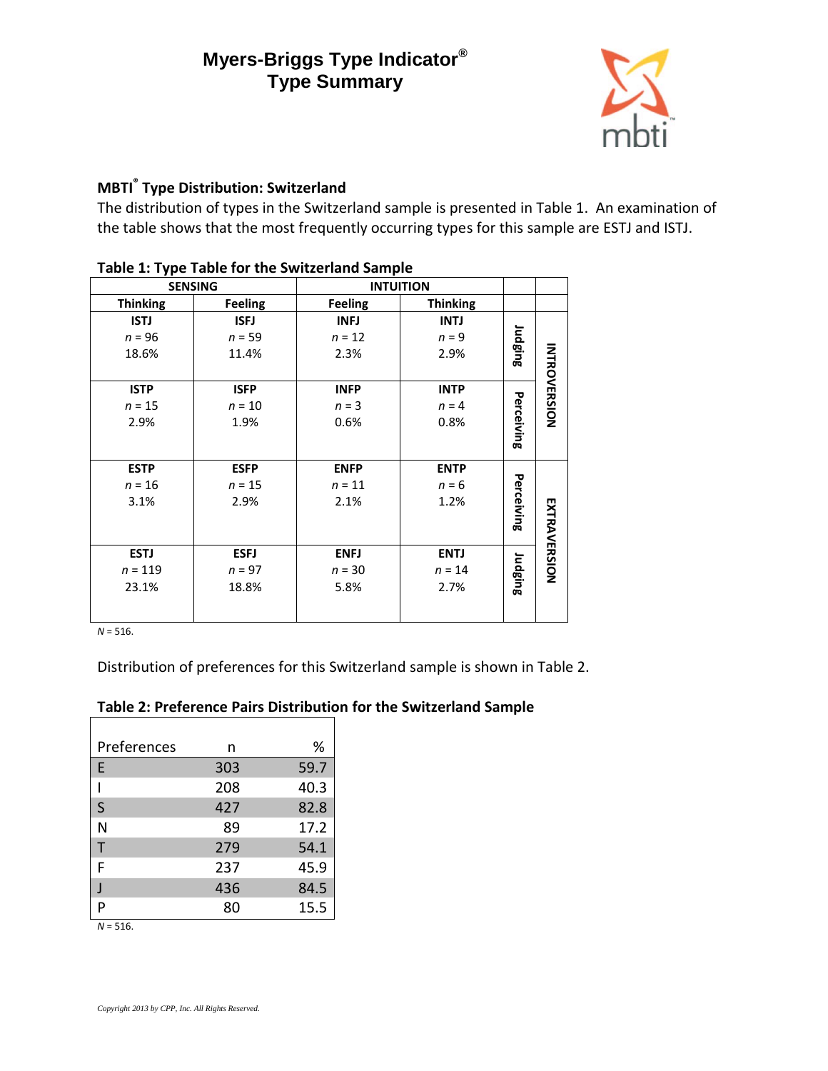# Myers-Briggs Type Indicator®
# Type Summary

## MBTI® Type Distribution: Switzerland

The distribution of types in the Switzerland sample is presented in Table 1. An examination of the table shows that the most frequently occurring types for this sample are ESTJ and ISTJ.

**Table 1: Type Table for the Switzerland Sample**

| SENSING | | INTUITION | | | |
|---|---|---|---|---|---|
| **Thinking** | **Feeling** | **Feeling** | **Thinking** | | |
| **ISTJ**<br>*n* = 96<br>18.6% | **ISFJ**<br>*n* = 59<br>11.4% | **INFJ**<br>*n* = 12<br>2.3% | **INTJ**<br>*n* = 9<br>2.9% | **Judging** | **INTROVERSION** |
| **ISTP**<br>*n* = 15<br>2.9% | **ISFP**<br>*n* = 10<br>1.9% | **INFP**<br>*n* = 3<br>0.6% | **INTP**<br>*n* = 4<br>0.8% | **Perceiving** | **INTROVERSION** |
| **ESTP**<br>*n* = 16<br>3.1% | **ESFP**<br>*n* = 15<br>2.9% | **ENFP**<br>*n* = 11<br>2.1% | **ENTP**<br>*n* = 6<br>1.2% | **Perceiving** | **EXTRAVERSION** |
| **ESTJ**<br>*n* = 119<br>23.1% | **ESFJ**<br>*n* = 97<br>18.8% | **ENFJ**<br>*n* = 30<br>5.8% | **ENTJ**<br>*n* = 14<br>2.7% | **Judging** | **EXTRAVERSION** |

*N* = 516.

Distribution of preferences for this Switzerland sample is shown in Table 2.

**Table 2: Preference Pairs Distribution for the Switzerland Sample**

| Preferences | n | % |
|---|---|---|
| E | 303 | 59.7 |
| I | 208 | 40.3 |
| S | 427 | 82.8 |
| N | 89 | 17.2 |
| T | 279 | 54.1 |
| F | 237 | 45.9 |
| J | 436 | 84.5 |
| P | 80 | 15.5 |

*N* = 516.

*Copyright 2013 by CPP, Inc. All Rights Reserved.*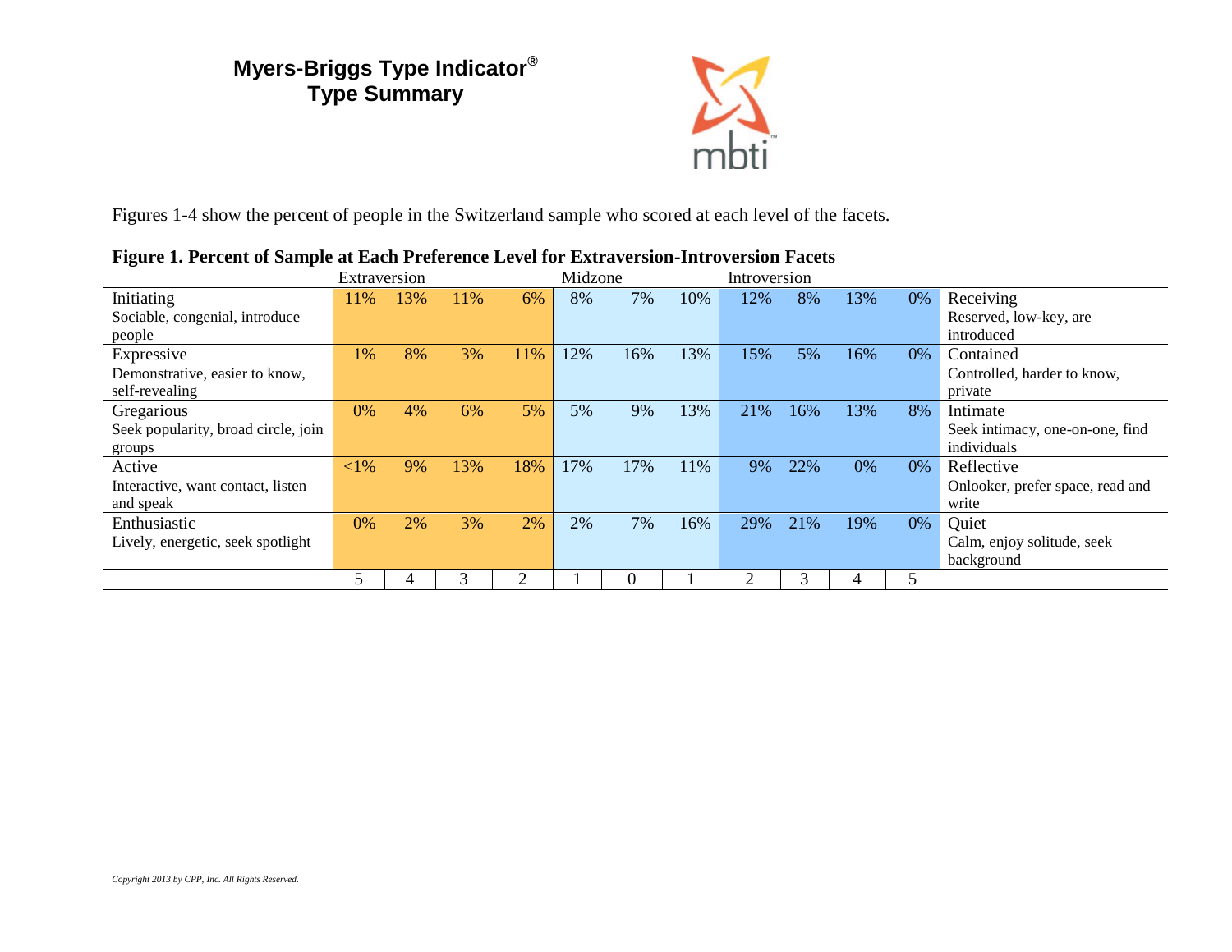# Myers-Briggs Type Indicator® Type Summary

Figures 1-4 show the percent of people in the Switzerland sample who scored at each level of the facets.

**Figure 1. Percent of Sample at Each Preference Level for Extraversion-Introversion Facets**

| | Extraversion | | | | Midzone | | | Introversion | | | | |
|---|---|---|---|---|---|---|---|---|---|---|---|---|
| Initiating<br>Sociable, congenial, introduce people | 11% | 13% | 11% | 6% | 8% | 7% | 10% | 12% | 8% | 13% | 0% | Receiving<br>Reserved, low-key, are introduced |
| Expressive<br>Demonstrative, easier to know, self-revealing | 1% | 8% | 3% | 11% | 12% | 16% | 13% | 15% | 5% | 16% | 0% | Contained<br>Controlled, harder to know, private |
| Gregarious<br>Seek popularity, broad circle, join groups | 0% | 4% | 6% | 5% | 5% | 9% | 13% | 21% | 16% | 13% | 8% | Intimate<br>Seek intimacy, one-on-one, find individuals |
| Active<br>Interactive, want contact, listen and speak | <1% | 9% | 13% | 18% | 17% | 17% | 11% | 9% | 22% | 0% | 0% | Reflective<br>Onlooker, prefer space, read and write |
| Enthusiastic<br>Lively, energetic, seek spotlight | 0% | 2% | 3% | 2% | 2% | 7% | 16% | 29% | 21% | 19% | 0% | Quiet<br>Calm, enjoy solitude, seek background |
| | 5 | 4 | 3 | 2 | 1 | 0 | 1 | 2 | 3 | 4 | 5 | |

*Copyright 2013 by CPP, Inc. All Rights Reserved.*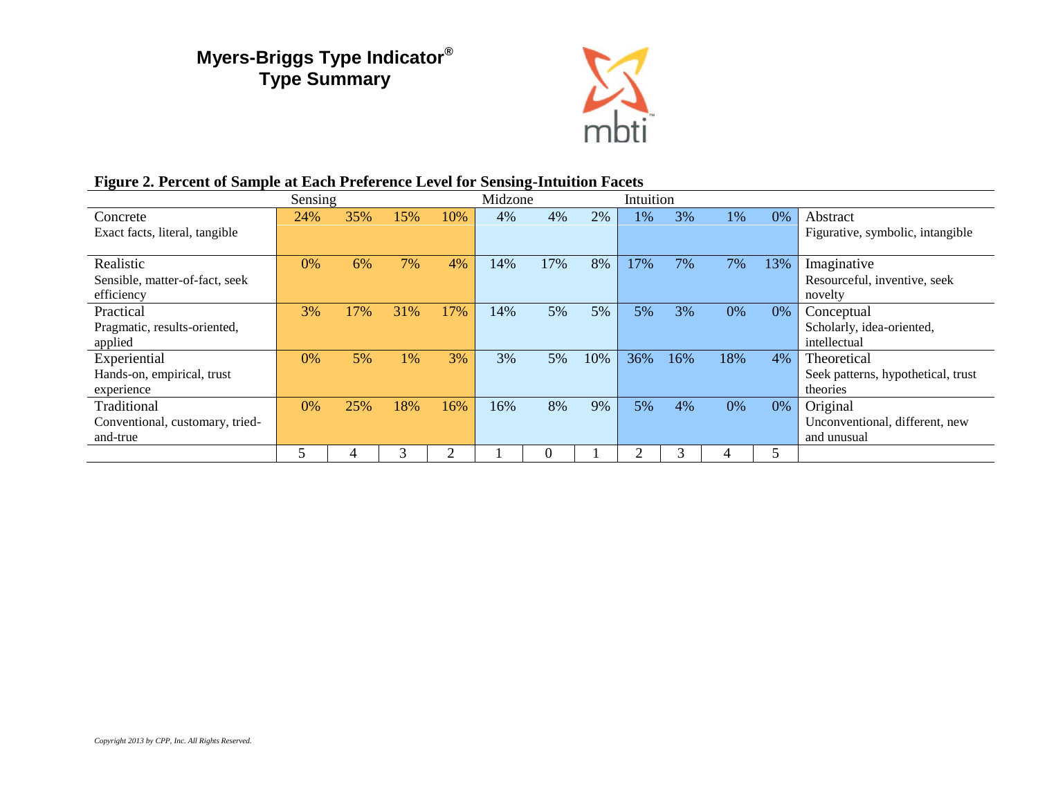# Myers-Briggs Type Indicator® Type Summary

**Figure 2. Percent of Sample at Each Preference Level for Sensing-Intuition Facets**

| | Sensing | | | | Midzone | | | Intuition | | | | |
|---|---|---|---|---|---|---|---|---|---|---|---|---|
| Concrete<br>Exact facts, literal, tangible | 24% | 35% | 15% | 10% | 4% | 4% | 2% | 1% | 3% | 1% | 0% | Abstract<br>Figurative, symbolic, intangible |
| Realistic<br>Sensible, matter-of-fact, seek efficiency | 0% | 6% | 7% | 4% | 14% | 17% | 8% | 17% | 7% | 7% | 13% | Imaginative<br>Resourceful, inventive, seek novelty |
| Practical<br>Pragmatic, results-oriented, applied | 3% | 17% | 31% | 17% | 14% | 5% | 5% | 5% | 3% | 0% | 0% | Conceptual<br>Scholarly, idea-oriented, intellectual |
| Experiential<br>Hands-on, empirical, trust experience | 0% | 5% | 1% | 3% | 3% | 5% | 10% | 36% | 16% | 18% | 4% | Theoretical<br>Seek patterns, hypothetical, trust theories |
| Traditional<br>Conventional, customary, tried-and-true | 0% | 25% | 18% | 16% | 16% | 8% | 9% | 5% | 4% | 0% | 0% | Original<br>Unconventional, different, new and unusual |
| | 5 | 4 | 3 | 2 | 1 | 0 | 1 | 2 | 3 | 4 | 5 | |

*Copyright 2013 by CPP, Inc. All Rights Reserved.*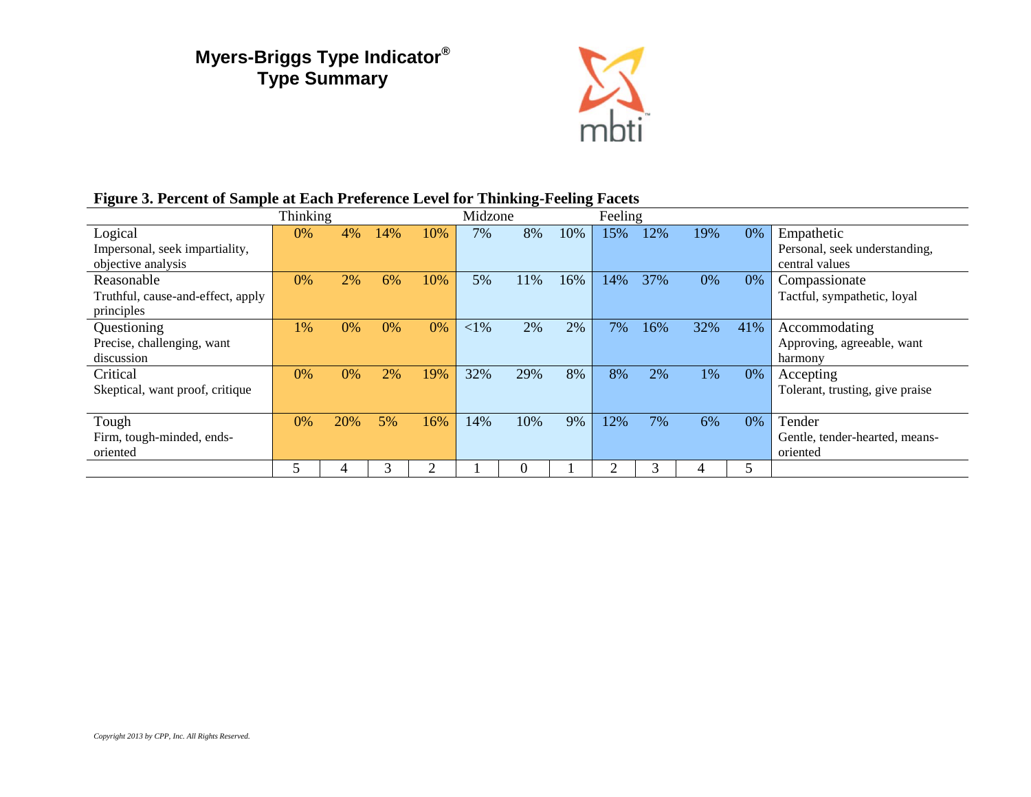# Myers-Briggs Type Indicator® Type Summary

**Figure 3. Percent of Sample at Each Preference Level for Thinking-Feeling Facets**

| | Thinking | | | | Midzone | | | Feeling | | | | |
|---|---|---|---|---|---|---|---|---|---|---|---|---|
| Logical<br>Impersonal, seek impartiality, objective analysis | 0% | 4% | 14% | 10% | 7% | 8% | 10% | 15% | 12% | 19% | 0% | Empathetic<br>Personal, seek understanding, central values |
| Reasonable<br>Truthful, cause-and-effect, apply principles | 0% | 2% | 6% | 10% | 5% | 11% | 16% | 14% | 37% | 0% | 0% | Compassionate<br>Tactful, sympathetic, loyal |
| Questioning<br>Precise, challenging, want discussion | 1% | 0% | 0% | 0% | <1% | 2% | 2% | 7% | 16% | 32% | 41% | Accommodating<br>Approving, agreeable, want harmony |
| Critical<br>Skeptical, want proof, critique | 0% | 0% | 2% | 19% | 32% | 29% | 8% | 8% | 2% | 1% | 0% | Accepting<br>Tolerant, trusting, give praise |
| Tough<br>Firm, tough-minded, ends-oriented | 0% | 20% | 5% | 16% | 14% | 10% | 9% | 12% | 7% | 6% | 0% | Tender<br>Gentle, tender-hearted, means-oriented |
| | 5 | 4 | 3 | 2 | 1 | 0 | 1 | 2 | 3 | 4 | 5 | |

*Copyright 2013 by CPP, Inc. All Rights Reserved.*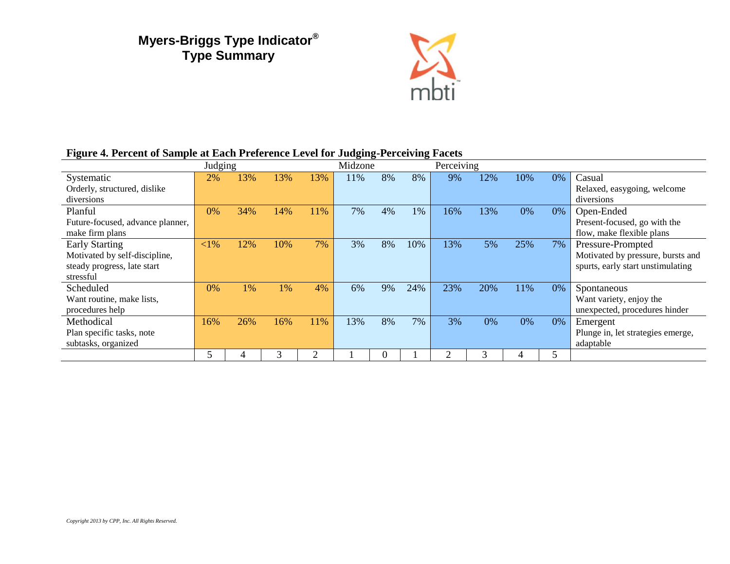# Myers-Briggs Type Indicator® Type Summary

**Figure 4. Percent of Sample at Each Preference Level for Judging-Perceiving Facets**

| | Judging | | | | Midzone | | | Perceiving | | | | |
|---|---|---|---|---|---|---|---|---|---|---|---|---|
| Systematic<br>Orderly, structured, dislike diversions | 2% | 13% | 13% | 13% | 11% | 8% | 8% | 9% | 12% | 10% | 0% | Casual<br>Relaxed, easygoing, welcome diversions |
| Planful<br>Future-focused, advance planner, make firm plans | 0% | 34% | 14% | 11% | 7% | 4% | 1% | 16% | 13% | 0% | 0% | Open-Ended<br>Present-focused, go with the flow, make flexible plans |
| Early Starting<br>Motivated by self-discipline, steady progress, late start stressful | <1% | 12% | 10% | 7% | 3% | 8% | 10% | 13% | 5% | 25% | 7% | Pressure-Prompted<br>Motivated by pressure, bursts and spurts, early start unstimulating |
| Scheduled<br>Want routine, make lists, procedures help | 0% | 1% | 1% | 4% | 6% | 9% | 24% | 23% | 20% | 11% | 0% | Spontaneous<br>Want variety, enjoy the unexpected, procedures hinder |
| Methodical<br>Plan specific tasks, note subtasks, organized | 16% | 26% | 16% | 11% | 13% | 8% | 7% | 3% | 0% | 0% | 0% | Emergent<br>Plunge in, let strategies emerge, adaptable |
| | 5 | 4 | 3 | 2 | 1 | 0 | 1 | 2 | 3 | 4 | 5 | |

*Copyright 2013 by CPP, Inc. All Rights Reserved.*